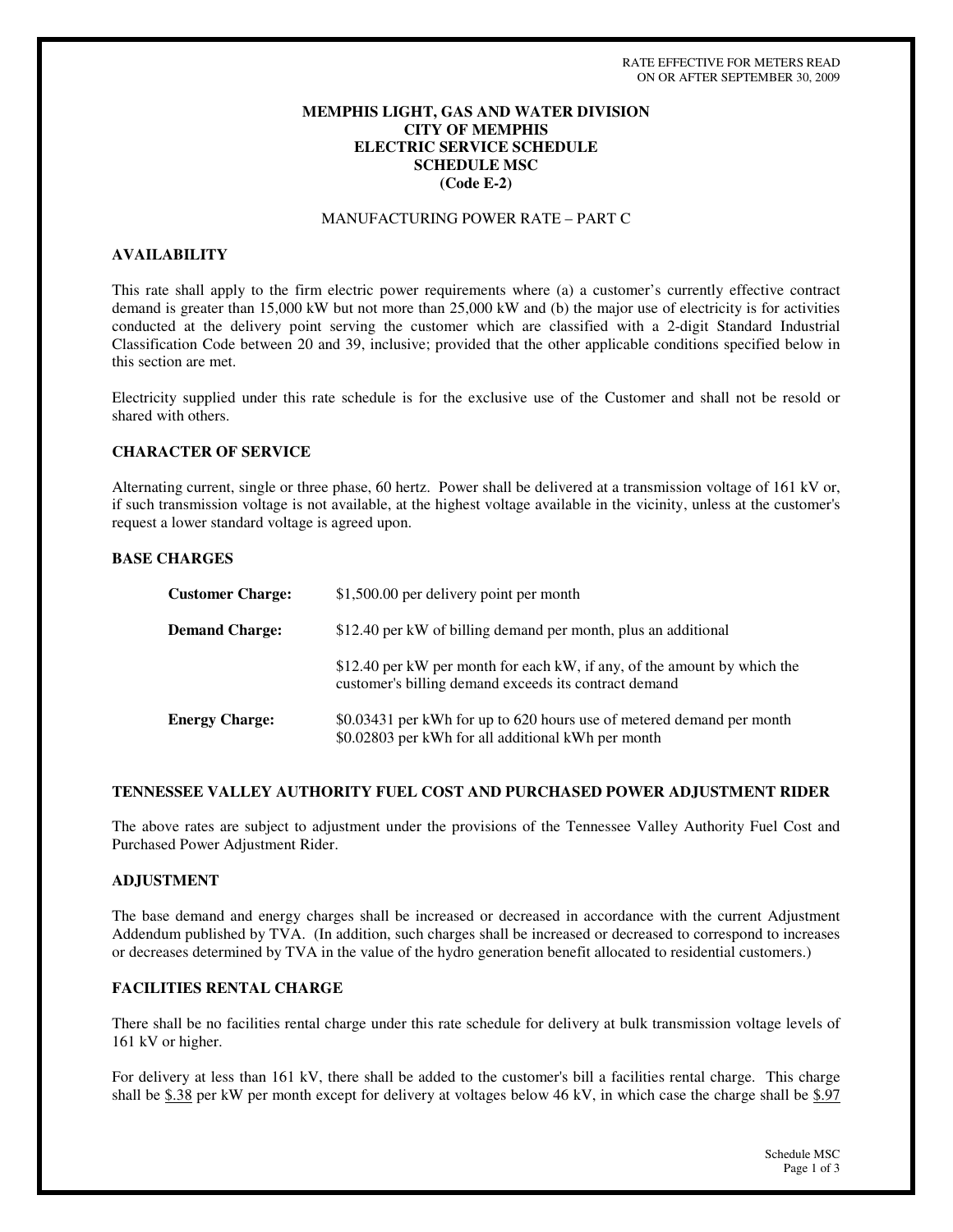RATE EFFECTIVE FOR METERS READ ON OR AFTER SEPTEMBER 30, 2009

# MEMPHIS LIGHT, GAS AND WATER DIVISION
# CITY OF MEMPHIS
# ELECTRIC SERVICE SCHEDULE
# SCHEDULE MSC
# (Code E-2)

MANUFACTURING POWER RATE – PART C

## AVAILABILITY

This rate shall apply to the firm electric power requirements where (a) a customer's currently effective contract demand is greater than 15,000 kW but not more than 25,000 kW and (b) the major use of electricity is for activities conducted at the delivery point serving the customer which are classified with a 2-digit Standard Industrial Classification Code between 20 and 39, inclusive; provided that the other applicable conditions specified below in this section are met.

Electricity supplied under this rate schedule is for the exclusive use of the Customer and shall not be resold or shared with others.

## CHARACTER OF SERVICE

Alternating current, single or three phase, 60 hertz. Power shall be delivered at a transmission voltage of 161 kV or, if such transmission voltage is not available, at the highest voltage available in the vicinity, unless at the customer's request a lower standard voltage is agreed upon.

## BASE CHARGES

| | |
|---|---|
| **Customer Charge:** | $1,500.00 per delivery point per month |
| **Demand Charge:** | $12.40 per kW of billing demand per month, plus an additional |
| | $12.40 per kW per month for each kW, if any, of the amount by which the customer's billing demand exceeds its contract demand |
| **Energy Charge:** | $0.03431 per kWh for up to 620 hours use of metered demand per month<br>$0.02803 per kWh for all additional kWh per month |

## TENNESSEE VALLEY AUTHORITY FUEL COST AND PURCHASED POWER ADJUSTMENT RIDER

The above rates are subject to adjustment under the provisions of the Tennessee Valley Authority Fuel Cost and Purchased Power Adjustment Rider.

## ADJUSTMENT

The base demand and energy charges shall be increased or decreased in accordance with the current Adjustment Addendum published by TVA. (In addition, such charges shall be increased or decreased to correspond to increases or decreases determined by TVA in the value of the hydro generation benefit allocated to residential customers.)

## FACILITIES RENTAL CHARGE

There shall be no facilities rental charge under this rate schedule for delivery at bulk transmission voltage levels of 161 kV or higher.

For delivery at less than 161 kV, there shall be added to the customer's bill a facilities rental charge. This charge shall be $.38 per kW per month except for delivery at voltages below 46 kV, in which case the charge shall be $.97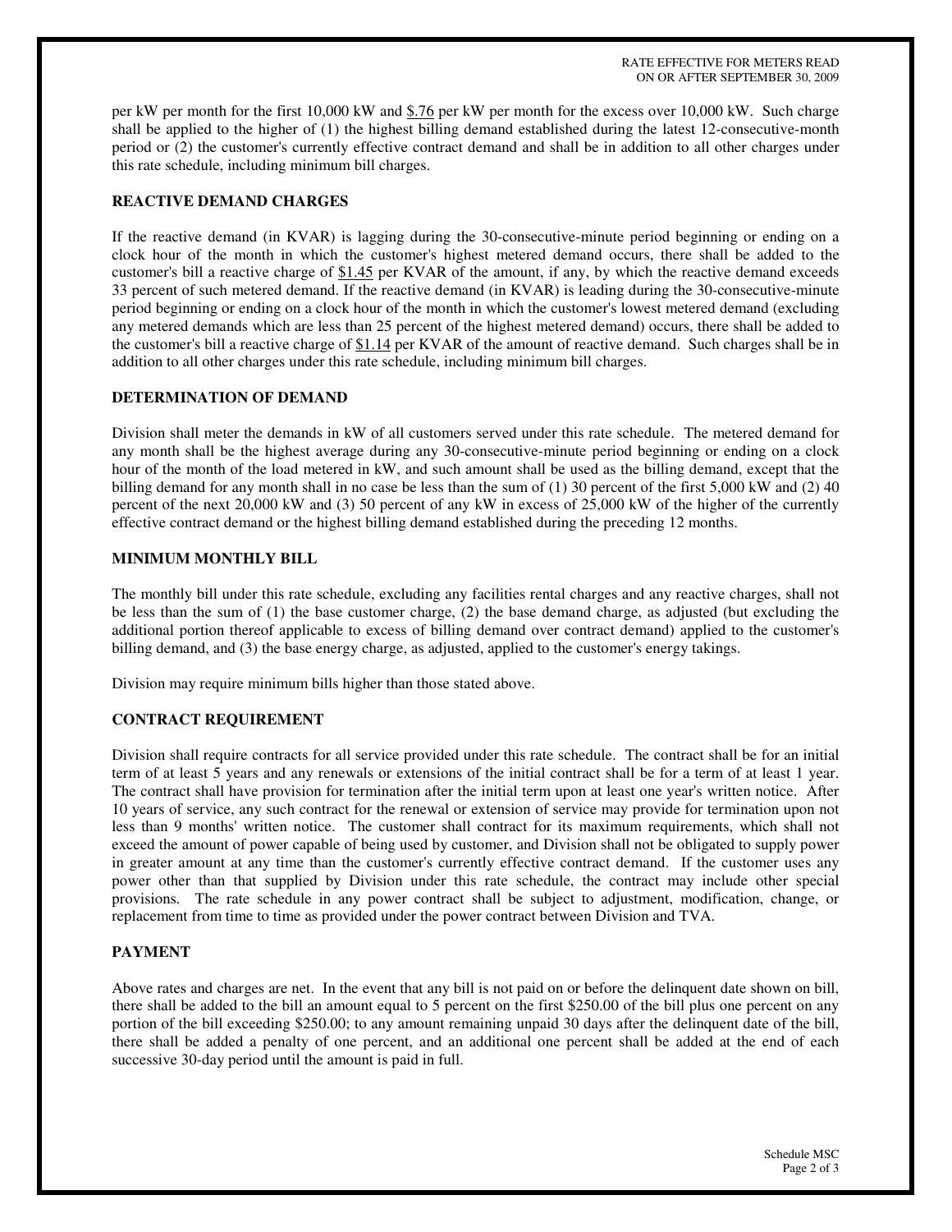RATE EFFECTIVE FOR METERS READ ON OR AFTER SEPTEMBER 30, 2009

per kW per month for the first 10,000 kW and $.76 per kW per month for the excess over 10,000 kW. Such charge shall be applied to the higher of (1) the highest billing demand established during the latest 12-consecutive-month period or (2) the customer's currently effective contract demand and shall be in addition to all other charges under this rate schedule, including minimum bill charges.

**REACTIVE DEMAND CHARGES**

If the reactive demand (in KVAR) is lagging during the 30-consecutive-minute period beginning or ending on a clock hour of the month in which the customer's highest metered demand occurs, there shall be added to the customer's bill a reactive charge of $1.45 per KVAR of the amount, if any, by which the reactive demand exceeds 33 percent of such metered demand. If the reactive demand (in KVAR) is leading during the 30-consecutive-minute period beginning or ending on a clock hour of the month in which the customer's lowest metered demand (excluding any metered demands which are less than 25 percent of the highest metered demand) occurs, there shall be added to the customer's bill a reactive charge of $1.14 per KVAR of the amount of reactive demand. Such charges shall be in addition to all other charges under this rate schedule, including minimum bill charges.

**DETERMINATION OF DEMAND**

Division shall meter the demands in kW of all customers served under this rate schedule. The metered demand for any month shall be the highest average during any 30-consecutive-minute period beginning or ending on a clock hour of the month of the load metered in kW, and such amount shall be used as the billing demand, except that the billing demand for any month shall in no case be less than the sum of (1) 30 percent of the first 5,000 kW and (2) 40 percent of the next 20,000 kW and (3) 50 percent of any kW in excess of 25,000 kW of the higher of the currently effective contract demand or the highest billing demand established during the preceding 12 months.

**MINIMUM MONTHLY BILL**

The monthly bill under this rate schedule, excluding any facilities rental charges and any reactive charges, shall not be less than the sum of (1) the base customer charge, (2) the base demand charge, as adjusted (but excluding the additional portion thereof applicable to excess of billing demand over contract demand) applied to the customer's billing demand, and (3) the base energy charge, as adjusted, applied to the customer's energy takings.

Division may require minimum bills higher than those stated above.

**CONTRACT REQUIREMENT**

Division shall require contracts for all service provided under this rate schedule. The contract shall be for an initial term of at least 5 years and any renewals or extensions of the initial contract shall be for a term of at least 1 year. The contract shall have provision for termination after the initial term upon at least one year's written notice. After 10 years of service, any such contract for the renewal or extension of service may provide for termination upon not less than 9 months' written notice. The customer shall contract for its maximum requirements, which shall not exceed the amount of power capable of being used by customer, and Division shall not be obligated to supply power in greater amount at any time than the customer's currently effective contract demand. If the customer uses any power other than that supplied by Division under this rate schedule, the contract may include other special provisions. The rate schedule in any power contract shall be subject to adjustment, modification, change, or replacement from time to time as provided under the power contract between Division and TVA.

**PAYMENT**

Above rates and charges are net. In the event that any bill is not paid on or before the delinquent date shown on bill, there shall be added to the bill an amount equal to 5 percent on the first $250.00 of the bill plus one percent on any portion of the bill exceeding $250.00; to any amount remaining unpaid 30 days after the delinquent date of the bill, there shall be added a penalty of one percent, and an additional one percent shall be added at the end of each successive 30-day period until the amount is paid in full.

Schedule MSC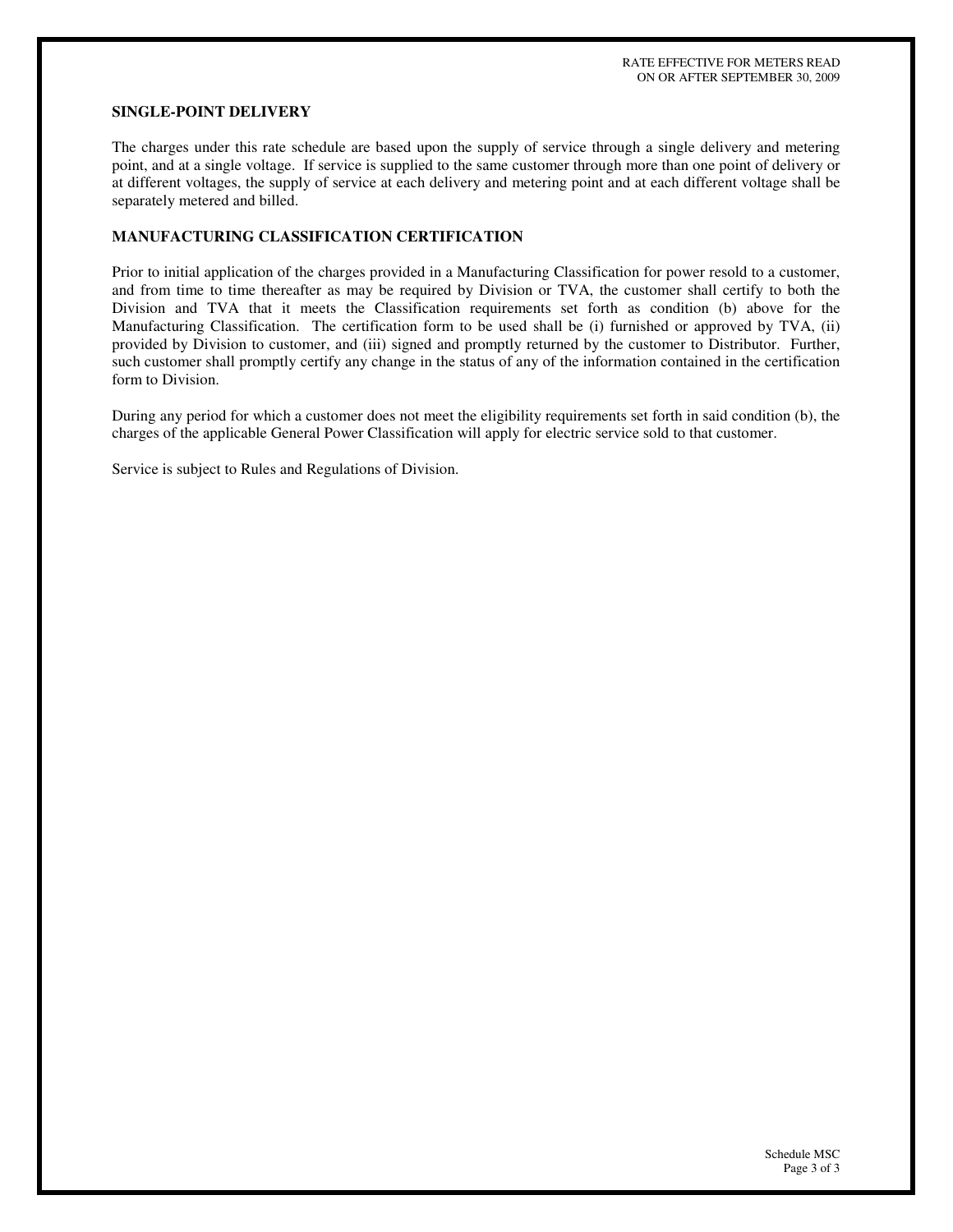## SINGLE-POINT DELIVERY

The charges under this rate schedule are based upon the supply of service through a single delivery and metering point, and at a single voltage. If service is supplied to the same customer through more than one point of delivery or at different voltages, the supply of service at each delivery and metering point and at each different voltage shall be separately metered and billed.

## MANUFACTURING CLASSIFICATION CERTIFICATION

Prior to initial application of the charges provided in a Manufacturing Classification for power resold to a customer, and from time to time thereafter as may be required by Division or TVA, the customer shall certify to both the Division and TVA that it meets the Classification requirements set forth as condition (b) above for the Manufacturing Classification. The certification form to be used shall be (i) furnished or approved by TVA, (ii) provided by Division to customer, and (iii) signed and promptly returned by the customer to Distributor. Further, such customer shall promptly certify any change in the status of any of the information contained in the certification form to Division.

During any period for which a customer does not meet the eligibility requirements set forth in said condition (b), the charges of the applicable General Power Classification will apply for electric service sold to that customer.

Service is subject to Rules and Regulations of Division.